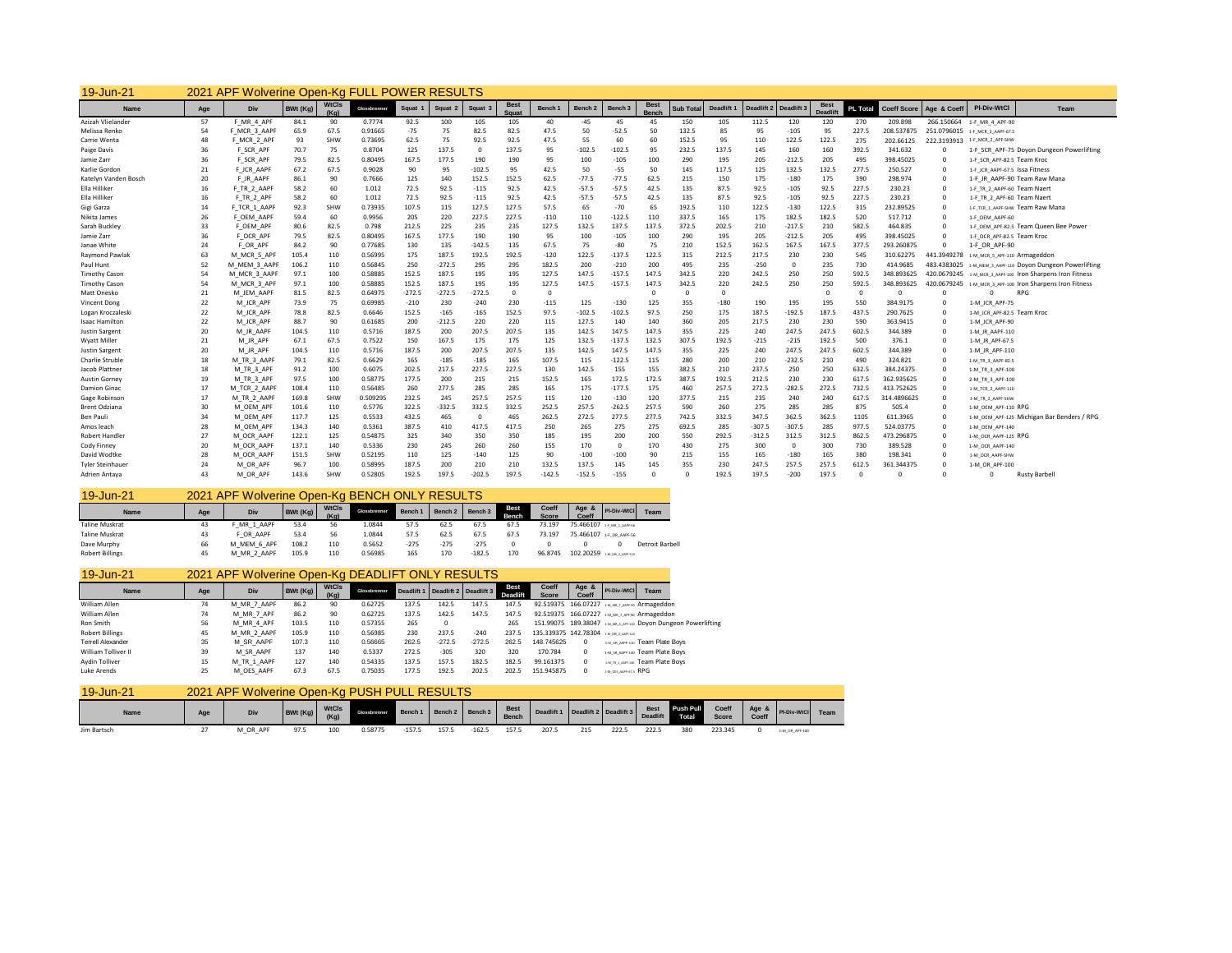## 19-Jun-21 2021 APF Wolverine Open-Kg FULL POWER RESULTS

| Name | Age | Div | BWt (Kg) | WtCls (Kg) | Glossbrenner | Squat 1 | Squat 2 | Squat 3 | Best Squat | Bench 1 | Bench 2 | Bench 3 | Best Bench | Sub Total | Deadlift 1 | Deadlift 2 | Deadlift 3 | Best Deadlift | PL Total | Coeff Score | Age & Coeff | Pl-Div-WtCl | Team |
|---|---|---|---|---|---|---|---|---|---|---|---|---|---|---|---|---|---|---|---|---|---|---|---|
| Azizah Vlielander | 57 | F_MR_4_APF | 84.1 | 90 | 0.7774 | 92.5 | 100 | 105 | 105 | 40 | -45 | 45 | 45 | 150 | 105 | 112.5 | 120 | 120 | 270 | 209.898 | 266.150664 | 1-F_MR_4_APF-90 | |
| Melissa Renko | 54 | F_MCR_3_AAPF | 65.9 | 67.5 | 0.91665 | -75 | 75 | 82.5 | 82.5 | 47.5 | 50 | -52.5 | 50 | 132.5 | 85 | 95 | -105 | 95 | 227.5 | 208.537875 | 251.0796015 | 1-F_MCR_3_AAPF-67.5 | |
| Carrie Wenta | 48 | F_MCR_2_APF | 93 | SHW | 0.73695 | 62.5 | 75 | 92.5 | 92.5 | 47.5 | 50 | 60 | 60 | 152.5 | 95 | 110 | 122.5 | 122.5 | 275 | 202.66125 | 222.3193913 | 1-F_MCR_2_APF-SHW | |
| Paige Davis | 36 | F_SCR_APF | 70.7 | 75 | 0.8704 | 125 | 137.5 | 0 | 137.5 | 95 | -102.5 | -102.5 | 95 | 232.5 | 137.5 | 145 | 160 | 160 | 392.5 | 341.632 | 0 | 1-F_SCR_APF-75 | Doyon Dungeon Powerlifting |
| Jamie Zarr | 36 | F_SCR_APF | 79.5 | 82.5 | 0.80495 | 167.5 | 177.5 | 190 | 190 | 95 | 100 | -105 | 100 | 290 | 195 | 205 | -212.5 | 205 | 495 | 398.45025 | 0 | 1-F_SCR_APF-82.5 | Team Kroc |
| Karlie Gordon | 21 | F_JCR_AAPF | 67.2 | 67.5 | 0.9028 | 90 | 95 | -102.5 | 95 | 42.5 | 50 | -55 | 50 | 145 | 117.5 | 125 | 132.5 | 132.5 | 277.5 | 250.527 | 0 | 1-F_JCR_AAPF-67.5 | Issa Fitness |
| Katelyn Vanden Bosch | 20 | F_JR_AAPF | 86.1 | 90 | 0.7666 | 125 | 140 | 152.5 | 152.5 | 62.5 | -77.5 | -77.5 | 62.5 | 215 | 150 | 175 | -180 | 175 | 390 | 298.974 | 0 | 1-F_JR_AAPF-90 | Team Raw Mana |
| Ella Hilliker | 16 | F_TR_2_AAPF | 58.2 | 60 | 1.012 | 72.5 | 92.5 | -115 | 92.5 | 42.5 | -57.5 | -57.5 | 42.5 | 135 | 87.5 | 92.5 | -105 | 92.5 | 227.5 | 230.23 | 0 | 1-F_TR_2_AAPF-60 | Team Naert |
| Ella Hilliker | 16 | F_TR_2_APF | 58.2 | 60 | 1.012 | 72.5 | 92.5 | -115 | 92.5 | 42.5 | -57.5 | -57.5 | 42.5 | 135 | 87.5 | 92.5 | -105 | 92.5 | 227.5 | 230.23 | 0 | 1-F_TR_2_APF-60 | Team Naert |
| Gigi Garza | 14 | F_TCR_1_AAPF | 92.3 | SHW | 0.73935 | 107.5 | 115 | 127.5 | 127.5 | 57.5 | 65 | -70 | 65 | 192.5 | 110 | 122.5 | -130 | 122.5 | 315 | 232.89525 | 0 | 1-F_TCR_1_AAPF-SHW | Team Raw Mana |
| Nikita James | 26 | F_OEM_AAPF | 59.4 | 60 | 0.9956 | 205 | 220 | 227.5 | 227.5 | -110 | 110 | -122.5 | 110 | 337.5 | 165 | 175 | 182.5 | 182.5 | 520 | 517.712 | 0 | 1-F_OEM_AAPF-60 | |
| Sarah Buckley | 33 | F_OEM_APF | 80.6 | 82.5 | 0.798 | 212.5 | 225 | 235 | 235 | 127.5 | 132.5 | 137.5 | 137.5 | 372.5 | 202.5 | 210 | -217.5 | 210 | 582.5 | 464.835 | 0 | 1-F_OEM_APF-82.5 | Team Queen Bee Power |
| Jamie Zarr | 36 | F_OCR_APF | 79.5 | 82.5 | 0.80495 | 167.5 | 177.5 | 190 | 190 | 95 | 100 | -105 | 100 | 290 | 195 | 205 | -212.5 | 205 | 495 | 398.45025 | 0 | 1-F_OCR_APF-82.5 | Team Kroc |
| Janae White | 24 | F_OR_APF | 84.2 | 90 | 0.77685 | 130 | 135 | -142.5 | 135 | 67.5 | 75 | -80 | 75 | 210 | 152.5 | 162.5 | 167.5 | 167.5 | 377.5 | 293.260875 | 0 | 1-F_OR_APF-90 | |
| Raymond Pawlak | 63 | M_MCR_5_APF | 105.4 | 110 | 0.56995 | 175 | 187.5 | 192.5 | 192.5 | -120 | 122.5 | -137.5 | 122.5 | 315 | 212.5 | 217.5 | 230 | 230 | 545 | 310.62275 | 441.3949278 | 1-M_MCR_5_APF-110 | Armageddon |
| Paul Hunt | 52 | M_MEM_3_AAPF | 106.2 | 110 | 0.56845 | 250 | -272.5 | 295 | 295 | 182.5 | 200 | -210 | 200 | 495 | 235 | -250 | 0 | 235 | 730 | 414.9685 | 483.4383025 | 1-M_MEM_3_AAPF-110 | Doyon Dungeon Powerlifting |
| Timothy Cason | 54 | M_MCR_3_AAPF | 97.1 | 100 | 0.58885 | 152.5 | 187.5 | 195 | 195 | 127.5 | 147.5 | -157.5 | 147.5 | 342.5 | 220 | 242.5 | 250 | 250 | 592.5 | 348.893625 | 420.0679245 | 1-M_MCR_3_AAPF-100 | Iron Sharpens Iron Fitness |
| Timothy Cason | 54 | M_MCR_3_APF | 97.1 | 100 | 0.58885 | 152.5 | 187.5 | 195 | 195 | 127.5 | 147.5 | -157.5 | 147.5 | 342.5 | 220 | 242.5 | 250 | 250 | 592.5 | 348.893625 | 420.0679245 | 1-M_MCR_3_APF-100 | Iron Sharpens Iron Fitness |
| Matt Onesko | 21 | M_JEM_AAPF | 81.5 | 82.5 | 0.64975 | -272.5 | -272.5 | -272.5 | 0 | 0 | | | 0 | 0 | 0 | | | 0 | 0 | 0 | 0 | 0 | RPG |
| Vincent Dong | 22 | M_JCR_APF | 73.9 | 75 | 0.69985 | -210 | 230 | -240 | 230 | -115 | 125 | -130 | 125 | 355 | -180 | 190 | 195 | 195 | 550 | 384.9175 | 0 | 1-M_JCR_APF-75 | |
| Logan Kroczaleski | 22 | M_JCR_APF | 78.8 | 82.5 | 0.6646 | 152.5 | -165 | -165 | 152.5 | 97.5 | -102.5 | -102.5 | 97.5 | 250 | 175 | 187.5 | -192.5 | 187.5 | 437.5 | 290.7625 | 0 | 1-M_JCR_APF-82.5 | Team Kroc |
| Isaac Hamilton | 22 | M_JCR_APF | 88.7 | 90 | 0.61685 | 200 | -212.5 | 220 | 220 | 115 | 127.5 | 140 | 140 | 360 | 205 | 217.5 | 230 | 230 | 590 | 363.9415 | 0 | 1-M_JCR_APF-90 | |
| Justin Sargent | 20 | M_JR_AAPF | 104.5 | 110 | 0.5716 | 187.5 | 200 | 207.5 | 207.5 | 135 | 142.5 | 147.5 | 147.5 | 355 | 225 | 240 | 247.5 | 247.5 | 602.5 | 344.389 | 0 | 1-M_JR_AAPF-110 | |
| Wyatt Miller | 21 | M_JR_APF | 67.1 | 67.5 | 0.7522 | 150 | 167.5 | 175 | 175 | 125 | 132.5 | -137.5 | 132.5 | 307.5 | 192.5 | -215 | -215 | 192.5 | 500 | 376.1 | 0 | 1-M_JR_APF-67.5 | |
| Justin Sargent | 20 | M_JR_APF | 104.5 | 110 | 0.5716 | 187.5 | 200 | 207.5 | 207.5 | 135 | 142.5 | 147.5 | 147.5 | 355 | 225 | 240 | 247.5 | 247.5 | 602.5 | 344.389 | 0 | 1-M_JR_APF-110 | |
| Charlie Struble | 18 | M_TR_3_AAPF | 79.1 | 82.5 | 0.6629 | 165 | -185 | -185 | 165 | 107.5 | 115 | -122.5 | 115 | 280 | 200 | 210 | -232.5 | 210 | 490 | 324.821 | 0 | 1-M_TR_3_AAPF-82.5 | |
| Jacob Plattner | 18 | M_TR_3_APF | 91.2 | 100 | 0.6075 | 202.5 | 217.5 | 227.5 | 227.5 | 130 | 142.5 | 155 | 155 | 382.5 | 210 | 237.5 | 250 | 250 | 632.5 | 384.24375 | 0 | 1-M_TR_3_APF-100 | |
| Austin Gorney | 19 | M_TR_3_APF | 97.5 | 100 | 0.58775 | 177.5 | 200 | 215 | 215 | 152.5 | 165 | 172.5 | 172.5 | 387.5 | 192.5 | 212.5 | 230 | 230 | 617.5 | 362.935625 | 0 | 2-M_TR_3_APF-100 | |
| Damion Ginac | 17 | M_TCR_2_AAPF | 108.4 | 110 | 0.56485 | 260 | 277.5 | 285 | 285 | 165 | 175 | -177.5 | 175 | 460 | 257.5 | 272.5 | -282.5 | 272.5 | 732.5 | 413.752625 | 0 | 1-M_TCR_2_AAPF-110 | |
| Gage Robinson | 17 | M_TR_2_AAPF | 169.8 | SHW | 0.509295 | 232.5 | 245 | 257.5 | 257.5 | 115 | 120 | -130 | 120 | 377.5 | 215 | 235 | 240 | 240 | 617.5 | 314.4896625 | 0 | 1-M_TR_2_AAPF-SHW | |
| Brent Odziana | 30 | M_OEM_APF | 101.6 | 110 | 0.5776 | 322.5 | -332.5 | 332.5 | 332.5 | 252.5 | 257.5 | -262.5 | 257.5 | 590 | 260 | 275 | 285 | 285 | 875 | 505.4 | 0 | 1-M_OEM_APF-110 | RPG |
| Ben Pauli | 34 | M_OEM_APF | 117.7 | 125 | 0.5533 | 432.5 | 465 | 0 | 465 | 262.5 | 272.5 | 277.5 | 277.5 | 742.5 | 332.5 | 347.5 | 362.5 | 362.5 | 1105 | 611.3965 | 0 | 1-M_OEM_APF-125 | Michigan Bar Benders / RPG |
| Amos leach | 28 | M_OEM_APF | 134.3 | 140 | 0.5361 | 387.5 | 410 | 417.5 | 417.5 | 250 | 265 | 275 | 275 | 692.5 | 285 | -307.5 | -307.5 | 285 | 977.5 | 524.03775 | 0 | 1-M_OEM_APF-140 | |
| Robert Handler | 27 | M_OCR_AAPF | 122.1 | 125 | 0.54875 | 325 | 340 | 350 | 350 | 185 | 195 | 200 | 200 | 550 | 292.5 | -312.5 | 312.5 | 312.5 | 862.5 | 473.296875 | 0 | 1-M_OCR_AAPF-125 | RPG |
| Cody Finney | 20 | M_OCR_AAPF | 137.1 | 140 | 0.5336 | 230 | 245 | 260 | 260 | 155 | 170 | 0 | 170 | 430 | 275 | 300 | 0 | 300 | 730 | 389.528 | 0 | 1-M_OCR_AAPF-140 | |
| David Wodtke | 28 | M_OCR_AAPF | 151.5 | SHW | 0.52195 | 110 | 125 | -140 | 125 | 90 | -100 | -100 | 90 | 215 | 155 | 165 | -180 | 165 | 380 | 198.341 | 0 | 1-M_OCR_AAPF-SHW | |
| Tyler Steinhauer | 24 | M_OR_APF | 96.7 | 100 | 0.58995 | 187.5 | 200 | 210 | 210 | 132.5 | 137.5 | 145 | 145 | 355 | 230 | 247.5 | 257.5 | 257.5 | 612.5 | 361.344375 | 0 | 1-M_OR_APF-100 | |
| Adrien Antaya | 43 | M_OR_APF | 143.6 | SHW | 0.52805 | 192.5 | 197.5 | -202.5 | 197.5 | -142.5 | -152.5 | -155 | 0 | 0 | 192.5 | 197.5 | -200 | 197.5 | 0 | 0 | 0 | 0 | Rusty Barbell |

## 19-Jun-21 2021 APF Wolverine Open-Kg BENCH ONLY RESULTS

| Name | Age | Div | BWt (Kg) | WtCls (Kg) | Glossbrenner | Bench 1 | Bench 2 | Bench 3 | Best Bench | Coeff Score | Age & Coeff | Pl-Div-WtCl | Team |
|---|---|---|---|---|---|---|---|---|---|---|---|---|---|
| Taline Muskrat | 43 | F_MR_1_AAPF | 53.4 | 56 | 1.0844 | 57.5 | 62.5 | 67.5 | 67.5 | 73.197 | 75.466107 | 1-F_MR_1_AAPF-56 | |
| Taline Muskrat | 43 | F_OR_AAPF | 53.4 | 56 | 1.0844 | 57.5 | 62.5 | 67.5 | 67.5 | 73.197 | 75.466107 | 1-F_OR_AAPF-56 | |
| Dave Murphy | 66 | M_MEM_6_APF | 108.2 | 110 | 0.5652 | -275 | -275 | -275 | 0 | 0 | 0 | 0 | Detroit Barbell |
| Robert Billings | 45 | M_MR_2_AAPF | 105.9 | 110 | 0.56985 | 165 | 170 | -182.5 | 170 | 96.8745 | 102.20259 | 1-M_MR_2_AAPF-110 | |

## 19-Jun-21 2021 APF Wolverine Open-Kg DEADLIFT ONLY RESULTS

| Name | Age | Div | BWt (Kg) | WtCls (Kg) | Glossbrenner | Deadlift 1 | Deadlift 2 | Deadlift 3 | Best Deadlift | Coeff Score | Age & Coeff | Pl-Div-WtCl | Team |
|---|---|---|---|---|---|---|---|---|---|---|---|---|---|
| William Allen | 74 | M_MR_7_AAPF | 86.2 | 90 | 0.62725 | 137.5 | 142.5 | 147.5 | 147.5 | 92.519375 | 166.07227 | 1-M_MR_7_AAPF-90 | Armageddon |
| William Allen | 74 | M_MR_7_APF | 86.2 | 90 | 0.62725 | 137.5 | 142.5 | 147.5 | 147.5 | 92.519375 | 166.07227 | 1-M_MR_7_APF-90 | Armageddon |
| Ron Smith | 56 | M_MR_4_APF | 103.5 | 110 | 0.57355 | 265 | 0 | | 265 | 151.99075 | 189.38047 | 1-M_MR_4_APF-110 | Doyon Dungeon Powerlifting |
| Robert Billings | 45 | M_MR_2_AAPF | 105.9 | 110 | 0.56985 | 230 | 237.5 | -240 | 237.5 | 135.339375 | 142.78304 | 1-M_MR_2_AAPF-110 | |
| Terrell Alexander | 35 | M_SR_AAPF | 107.3 | 110 | 0.56665 | 262.5 | -272.5 | -272.5 | 262.5 | 148.745625 | 0 | 1-M_SR_AAPF-110 | Team Plate Boys |
| William Tolliver II | 39 | M_SR_AAPF | 137 | 140 | 0.5337 | 272.5 | -305 | 320 | 320 | 170.784 | 0 | 1-M_SR_AAPF-140 | Team Plate Boys |
| Aydin Tolliver | 15 | M_TR_1_AAPF | 127 | 140 | 0.54335 | 137.5 | 157.5 | 182.5 | 182.5 | 99.161375 | 0 | 1-M_TR_1_AAPF-140 | Team Plate Boys |
| Luke Arends | 25 | M_OES_AAPF | 67.3 | 67.5 | 0.75035 | 177.5 | 192.5 | 202.5 | 202.5 | 151.945875 | 0 | 1-M_OES_AAPF-67.5 | RPG |

## 19-Jun-21 2021 APF Wolverine Open-Kg PUSH PULL RESULTS

| Name | Age | Div | BWt (Kg) | WtCls (Kg) | Glossbrenner | Bench 1 | Bench 2 | Bench 3 | Best Bench | Deadlift 1 | Deadlift 2 | Deadlift 3 | Best Deadlift | Push Pull Total | Coeff Score | Age & Coeff | Pl-Div-WtCl | Team |
|---|---|---|---|---|---|---|---|---|---|---|---|---|---|---|---|---|---|---|
| Jim Bartsch | 27 | M_OR_APF | 97.5 | 100 | 0.58775 | -157.5 | 157.5 | -162.5 | 157.5 | 207.5 | 215 | 222.5 | 222.5 | 380 | 223.345 | 0 | 1-M_OR_APF-100 | |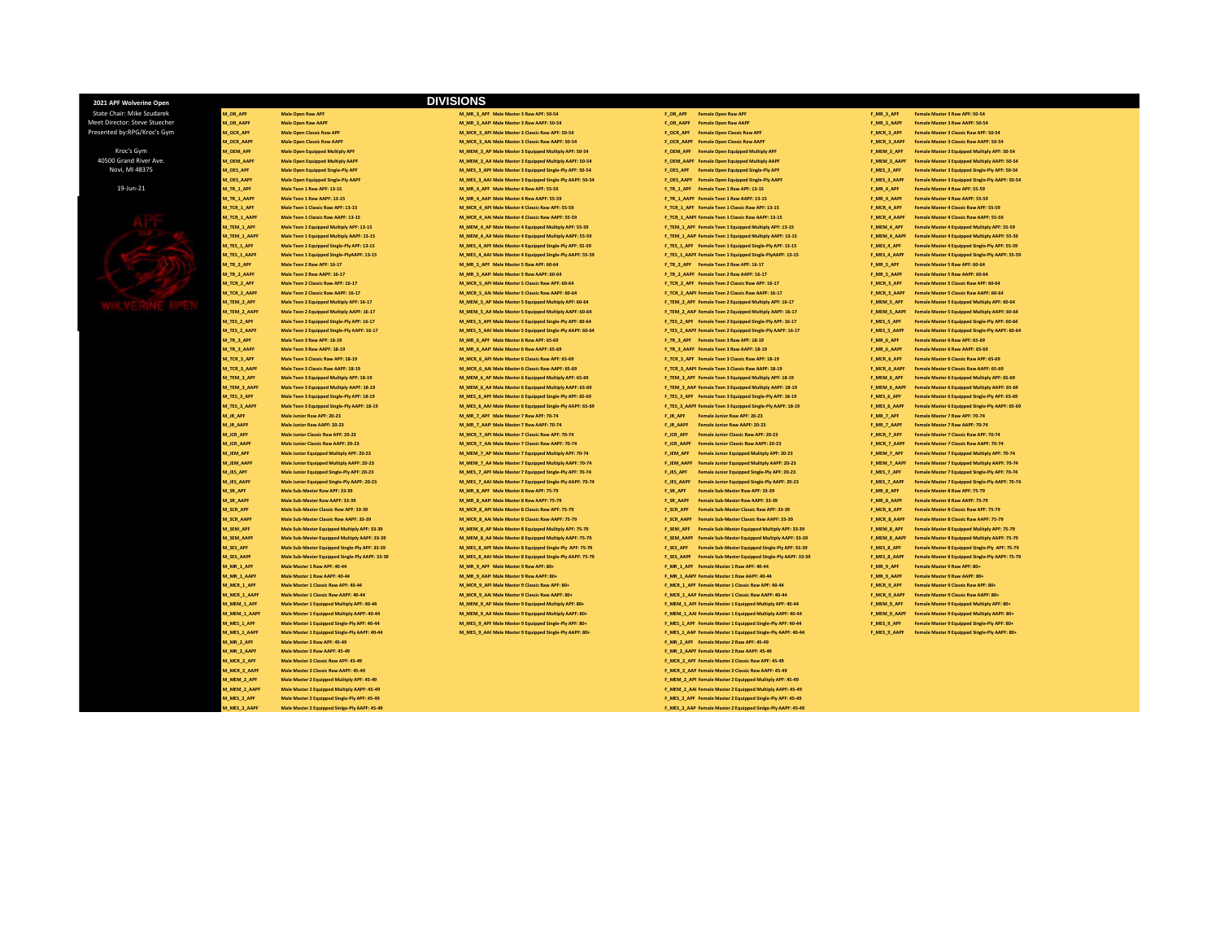**2021 APF Wolverine Open**

State Chair: Mike Szudarek
Meet Director: Steve Stuecher
Presented by:RPG/Kroc's Gym

Kroc's Gym
40500 Grand River Ave.
Novi, MI 48375

19-Jun-21

# DIVISIONS

| | | | | | | | |
|---|---|---|---|---|---|---|---|
| M_OR_APF | Male Open Raw APF | M_MR_3_APF | Male Master 3 Raw APF: 50-54 | F_OR_APF | Female Open Raw APF | F_MR_3_APF | Female Master 3 Raw APF: 50-54 |
| M_OR_AAPF | Male Open Raw AAPF | M_MR_3_AAPF | Male Master 3 Raw AAPF: 50-54 | F_OR_AAPF | Female Open Raw AAPF | F_MR_3_AAPF | Female Master 3 Raw AAPF: 50-54 |
| M_OCR_APF | Male Open Classic Raw APF | M_MCR_3_APF | Male Master 3 Classic Raw APF: 50-54 | F_OCR_APF | Female Open Classic Raw APF | F_MCR_3_APF | Female Master 3 Classic Raw APF: 50-54 |
| M_OCR_AAPF | Male Open Classic Raw AAPF | M_MCR_3_AAPF | Male Master 3 Classic Raw AAPF: 50-54 | F_OCR_AAPF | Female Open Classic Raw AAPF | F_MCR_3_AAPF | Female Master 3 Classic Raw AAPF: 50-54 |
| M_OEM_APF | Male Open Equipped Multiply APF | M_MEM_3_APF | Male Master 3 Equipped Mulitply APF: 50-54 | F_OEM_APF | Female Open Equipped Multiply APF | F_MEM_3_APF | Female Master 3 Equipped Mulitply APF: 50-54 |
| M_OEM_AAPF | Male Open Equipped Multiply AAPF | M_MEM_3_AAPF | Male Master 3 Equipped Mulitply AAPF: 50-54 | F_OEM_AAPF | Female Open Equipped Multiply AAPF | F_MEM_3_AAPF | Female Master 3 Equipped Mulitply AAPF: 50-54 |
| M_OES_APF | Male Open Equipped Single-Ply APF | M_MES_3_APF | Male Master 3 Equipped Single-Ply APF: 50-54 | F_OES_APF | Female Open Equipped Single-Ply APF | F_MES_3_APF | Female Master 3 Equipped Single-Ply APF: 50-54 |
| M_OES_AAPF | Male Open Equipped Single-Ply AAPF | M_MES_3_AAPF | Male Master 3 Equipped Single-Ply AAPF: 50-54 | F_OES_AAPF | Female Open Equipped Single-Ply AAPF | F_MES_3_AAPF | Female Master 3 Equipped Single-Ply AAPF: 50-54 |
| M_TR_1_APF | Male Teen 1 Raw APF: 13-15 | M_MR_4_APF | Male Master 4 Raw APF: 55-59 | F_TR_1_APF | Female Teen 1 Raw APF: 13-15 | F_MR_4_APF | Female Master 4 Raw APF: 55-59 |
| M_TR_1_AAPF | Male Teen 1 Raw AAPF: 13-15 | M_MR_4_AAPF | Male Master 4 Raw AAPF: 55-59 | F_TR_1_AAPF | Female Teen 1 Raw AAPF: 13-15 | F_MR_4_AAPF | Female Master 4 Raw AAPF: 55-59 |
| M_TCR_1_APF | Male Teen 1 Classic Raw APF: 13-15 | M_MCR_4_APF | Male Master 4 Classic Raw APF: 55-59 | F_TCR_1_APF | Female Teen 1 Classic Raw APF: 13-15 | F_MCR_4_APF | Female Master 4 Classic Raw APF: 55-59 |
| M_TCR_1_AAPF | Male Teen 1 Classic Raw AAPF: 13-15 | M_MCR_4_AAPF | Male Master 4 Classic Raw AAPF: 55-59 | F_TCR_1_AAPF | Female Teen 1 Classic Raw AAPF: 13-15 | F_MCR_4_AAPF | Female Master 4 Classic Raw AAPF: 55-59 |
| M_TEM_1_APF | Male Teen 1 Equipped Mulitply APF: 13-15 | M_MEM_4_APF | Male Master 4 Equipped Mulitply APF: 55-59 | F_TEM_1_APF | Female Teen 1 Equipped Mulitply APF: 13-15 | F_MEM_4_APF | Female Master 4 Equipped Mulitply APF: 55-59 |
| M_TEM_1_AAPF | Male Teen 1 Equipped Mulitply AAPF: 13-15 | M_MEM_4_AAPF | Male Master 4 Equipped Mulitply AAPF: 55-59 | F_TEM_1_AAPF | Female Teen 1 Equipped Mulitply AAPF: 13-15 | F_MEM_4_AAPF | Female Master 4 Equipped Mulitply AAPF: 55-59 |
| M_TES_1_APF | Male Teen 1 Equipped Single-Ply APF: 13-15 | M_MES_4_APF | Male Master 4 Equipped Single-Ply APF: 55-59 | F_TES_1_APF | Female Teen 1 Equipped Single-Ply APF: 13-15 | F_MES_4_APF | Female Master 4 Equipped Single-Ply APF: 55-59 |
| M_TES_1_AAPF | Male Teen 1 Equipped Single-PlyAAPF: 13-15 | M_MES_4_AAPF | Male Master 4 Equipped Single-Ply AAPF: 55-59 | F_TES_1_AAPF | Female Teen 1 Equipped Single-PlyAAPF: 13-15 | F_MES_4_AAPF | Female Master 4 Equipped Single-Ply AAPF: 55-59 |
| M_TR_2_APF | Male Teen 2 Raw APF: 16-17 | M_MR_5_APF | Male Master 5 Raw APF: 60-64 | F_TR_2_APF | Female Teen 2 Raw APF: 16-17 | F_MR_5_APF | Female Master 5 Raw APF: 60-64 |
| M_TR_2_AAPF | Male Teen 2 Raw AAPF: 16-17 | M_MR_5_AAPF | Male Master 5 Raw AAPF: 60-64 | F_TR_2_AAPF | Female Teen 2 Raw AAPF: 16-17 | F_MR_5_AAPF | Female Master 5 Raw AAPF: 60-64 |
| M_TCR_2_APF | Male Teen 2 Classic Raw APF: 16-17 | M_MCR_5_APF | Male Master 5 Classic Raw APF: 60-64 | F_TCR_2_APF | Female Teen 2 Classic Raw APF: 16-17 | F_MCR_5_APF | Female Master 5 Classic Raw APF: 60-64 |
| M_TCR_2_AAPF | Male Teen 2 Classic Raw AAPF: 16-17 | M_MCR_5_AAPF | Male Master 5 Classic Raw AAPF: 60-64 | F_TCR_2_AAPF | Female Teen 2 Classic Raw AAPF: 16-17 | F_MCR_5_AAPF | Female Master 5 Classic Raw AAPF: 60-64 |
| M_TEM_2_APF | Male Teen 2 Equipped Mulitply APF: 16-17 | M_MEM_5_APF | Male Master 5 Equipped Mulitply APF: 60-64 | F_TEM_2_APF | Female Teen 2 Equipped Mulitply APF: 16-17 | F_MEM_5_APF | Female Master 5 Equipped Mulitply APF: 60-64 |
| M_TEM_2_AAPF | Male Teen 2 Equipped Mulitply AAPF: 16-17 | M_MEM_5_AAPF | Male Master 5 Equipped Mulitply AAPF: 60-64 | F_TEM_2_AAPF | Female Teen 2 Equipped Mulitply AAPF: 16-17 | F_MEM_5_AAPF | Female Master 5 Equipped Mulitply AAPF: 60-64 |
| M_TES_2_APF | Male Teen 2 Equipped Single-Ply APF: 16-17 | M_MES_5_APF | Male Master 5 Equipped Single-Ply APF: 60-64 | F_TES_2_APF | Female Teen 2 Equipped Single-Ply APF: 16-17 | F_MES_5_APF | Female Master 5 Equipped Single-Ply APF: 60-64 |
| M_TES_2_AAPF | Male Teen 2 Equipped Single-Ply AAPF: 16-17 | M_MES_5_AAPF | Male Master 5 Equipped Single-Ply AAPF: 60-64 | F_TES_2_AAPF | Female Teen 2 Equipped Single-Ply AAPF: 16-17 | F_MES_5_AAPF | Female Master 5 Equipped Single-Ply AAPF: 60-64 |
| M_TR_3_APF | Male Teen 3 Raw APF: 18-19 | M_MR_6_APF | Male Master 6 Raw APF: 65-69 | F_TR_3_APF | Female Teen 3 Raw APF: 18-19 | F_MR_6_APF | Female Master 6 Raw APF: 65-69 |
| M_TR_3_AAPF | Male Teen 3 Raw AAPF: 18-19 | M_MR_6_AAPF | Male Master 6 Raw AAPF: 65-69 | F_TR_3_AAPF | Female Teen 3 Raw AAPF: 18-19 | F_MR_6_AAPF | Female Master 6 Raw AAPF: 65-69 |
| M_TCR_3_APF | Male Teen 3 Classic Raw APF: 18-19 | M_MCR_6_APF | Male Master 6 Classic Raw APF: 65-69 | F_TCR_3_APF | Female Teen 3 Classic Raw APF: 18-19 | F_MCR_6_APF | Female Master 6 Classic Raw APF: 65-69 |
| M_TCR_3_AAPF | Male Teen 3 Classic Raw AAPF: 18-19 | M_MCR_6_AAPF | Male Master 6 Classic Raw AAPF: 65-69 | F_TCR_3_AAPF | Female Teen 3 Classic Raw AAPF: 18-19 | F_MCR_6_AAPF | Female Master 6 Classic Raw AAPF: 65-69 |
| M_TEM_3_APF | Male Teen 3 Equipped Mulitply APF: 18-19 | M_MEM_6_APF | Male Master 6 Equipped Mulitply APF: 65-69 | F_TEM_3_APF | Female Teen 3 Equipped Mulitply APF: 18-19 | F_MEM_6_APF | Female Master 6 Equipped Mulitply APF: 65-69 |
| M_TEM_3_AAPF | Male Teen 3 Equipped Mulitply AAPF: 18-19 | M_MEM_6_AAPF | Male Master 6 Equipped Mulitply AAPF: 65-69 | F_TEM_3_AAPF | Female Teen 3 Equipped Mulitply AAPF: 18-19 | F_MEM_6_AAPF | Female Master 6 Equipped Mulitply AAPF: 65-69 |
| M_TES_3_APF | Male Teen 3 Equipped Single-Ply APF: 18-19 | M_MES_6_APF | Male Master 6 Equipped Single-Ply APF: 65-69 | F_TES_3_APF | Female Teen 3 Equipped Single-Ply APF: 18-19 | F_MES_6_APF | Female Master 6 Equipped Single-Ply APF: 65-69 |
| M_TES_3_AAPF | Male Teen 3 Equipped Single-Ply AAPF: 18-19 | M_MES_6_AAPF | Male Master 6 Equipped Single-Ply AAPF: 65-69 | F_TES_3_AAPF | Female Teen 3 Equipped Single-Ply AAPF: 18-19 | F_MES_6_AAPF | Female Master 6 Equipped Single-Ply AAPF: 65-69 |
| M_JR_APF | Male Junior Raw APF: 20-23 | M_MR_7_APF | Male Master 7 Raw APF: 70-74 | F_JR_APF | Female Junior Raw APF: 20-23 | F_MR_7_APF | Female Master 7 Raw APF: 70-74 |
| M_JR_AAPF | Male Junior Raw AAPF: 20-23 | M_MR_7_AAPF | Male Master 7 Raw AAPF: 70-74 | F_JR_AAPF | Female Junior Raw AAPF: 20-23 | F_MR_7_AAPF | Female Master 7 Raw AAPF: 70-74 |
| M_JCR_APF | Male Junior Classic Raw APF: 20-23 | M_MCR_7_APF | Male Master 7 Classic Raw APF: 70-74 | F_JCR_APF | Female Junior Classic Raw APF: 20-23 | F_MCR_7_APF | Female Master 7 Classic Raw APF: 70-74 |
| M_JCR_AAPF | Male Junior Classic Raw AAPF: 20-23 | M_MCR_7_AAPF | Male Master 7 Classic Raw AAPF: 70-74 | F_JCR_AAPF | Female Junior Classic Raw AAPF: 20-23 | F_MCR_7_AAPF | Female Master 7 Classic Raw AAPF: 70-74 |
| M_JEM_APF | Male Junior Equipped Mulitply APF: 20-23 | M_MEM_7_APF | Male Master 7 Equipped Mulitply APF: 70-74 | F_JEM_APF | Female Junior Equipped Mulitply APF: 20-23 | F_MEM_7_APF | Female Master 7 Equipped Mulitply APF: 70-74 |
| M_JEM_AAPF | Male Junior Equipped Mulitply AAPF: 20-23 | M_MEM_7_AAPF | Male Master 7 Equipped Mulitply AAPF: 70-74 | F_JEM_AAPF | Female Junior Equipped Mulitply AAPF: 20-23 | F_MEM_7_AAPF | Female Master 7 Equipped Mulitply AAPF: 70-74 |
| M_JES_APF | Male Junior Equipped Single-Ply APF: 20-23 | M_MES_7_APF | Male Master 7 Equipped Single-Ply APF: 70-74 | F_JES_APF | Female Junior Equipped Single-Ply APF: 20-23 | F_MES_7_APF | Female Master 7 Equipped Single-Ply APF: 70-74 |
| M_JES_AAPF | Male Junior Equipped Single-Ply AAPF: 20-23 | M_MES_7_AAPF | Male Master 7 Equipped Single-Ply AAPF: 70-74 | F_JES_AAPF | Female Junior Equipped Single-Ply AAPF: 20-23 | F_MES_7_AAPF | Female Master 7 Equipped Single-Ply AAPF: 70-74 |
| M_SR_APF | Male Sub-Master Raw APF: 33-39 | M_MR_8_APF | Male Master 8 Raw APF: 75-79 | F_SR_APF | Female Sub-Master Raw APF: 33-39 | F_MR_8_APF | Female Master 8 Raw APF: 75-79 |
| M_SR_AAPF | Male Sub-Master Raw AAPF: 33-39 | M_MR_8_AAPF | Male Master 8 Raw AAPF: 75-79 | F_SR_AAPF | Female Sub-Master Raw AAPF: 33-39 | F_MR_8_AAPF | Female Master 8 Raw AAPF: 75-79 |
| M_SCR_APF | Male Sub-Master Classic Raw APF: 33-39 | M_MCR_8_APF | Male Master 8 Classic Raw APF: 75-79 | F_SCR_APF | Female Sub-Master Classic Raw APF: 33-39 | F_MCR_8_APF | Female Master 8 Classic Raw APF: 75-79 |
| M_SCR_AAPF | Male Sub-Master Classic Raw AAPF: 33-39 | M_MCR_8_AAPF | Male Master 8 Classic Raw AAPF: 75-79 | F_SCR_AAPF | Female Sub-Master Classic Raw AAPF: 33-39 | F_MCR_8_AAPF | Female Master 8 Classic Raw AAPF: 75-79 |
| M_SEM_APF | Male Sub-Master Equipped Multiply APF: 33-39 | M_MEM_8_APF | Male Master 8 Equipped Mulitply APF: 75-79 | F_SEM_APF | Female Sub-Master Equipped Multiply APF: 33-39 | F_MEM_8_APF | Female Master 8 Equipped Mulitply APF: 75-79 |
| M_SEM_AAPF | Male Sub-Master Equipped Multiply AAPF: 33-39 | M_MEM_8_AAPF | Male Master 8 Equipped Mulitply AAPF: 75-79 | F_SEM_AAPF | Female Sub-Master Equipped Multiply AAPF: 33-39 | F_MEM_8_AAPF | Female Master 8 Equipped Mulitply AAPF: 75-79 |
| M_SES_APF | Male Sub-Master Equipped Single-Ply APF: 33-39 | M_MES_8_APF | Male Master 8 Equipped Single-Ply APF: 75-79 | F_SES_APF | Female Sub-Master Equipped Single-Ply APF: 33-39 | F_MES_8_APF | Female Master 8 Equipped Single-Ply APF: 75-79 |
| M_SES_AAPF | Male Sub-Master Equipped Single-Ply AAPF: 33-39 | M_MES_8_AAPF | Male Master 8 Equipped Single-Ply AAPF: 75-79 | F_SES_AAPF | Female Sub-Master Equipped Single-Ply AAPF: 33-39 | F_MES_8_AAPF | Female Master 8 Equipped Single-Ply AAPF: 75-79 |
| M_MR_1_APF | Male Master 1 Raw APF: 40-44 | M_MR_9_APF | Male Master 9 Raw APF: 80+ | F_MR_1_APF | Female Master 1 Raw APF: 40-44 | F_MR_9_APF | Female Master 9 Raw APF: 80+ |
| M_MR_1_AAPF | Male Master 1 Raw AAPF: 40-44 | M_MR_9_AAPF | Male Master 9 Raw AAPF: 80+ | F_MR_1_AAPF | Female Master 1 Raw AAPF: 40-44 | F_MR_9_AAPF | Female Master 9 Raw AAPF: 80+ |
| M_MCR_1_APF | Male Master 1 Classic Raw APF: 40-44 | M_MCR_9_APF | Male Master 9 Classic Raw APF: 80+ | F_MCR_1_APF | Female Master 1 Classic Raw APF: 40-44 | F_MCR_9_APF | Female Master 9 Classic Raw APF: 80+ |
| M_MCR_1_AAPF | Male Master 1 Classic Raw AAPF: 40-44 | M_MCR_9_AAPF | Male Master 9 Classic Raw AAPF: 80+ | F_MCR_1_AAPF | Female Master 1 Classic Raw AAPF: 40-44 | F_MCR_9_AAPF | Female Master 9 Classic Raw AAPF: 80+ |
| M_MEM_1_APF | Male Master 1 Equipped Mulitply APF: 40-44 | M_MEM_9_APF | Male Master 9 Equipped Mulitply APF: 80+ | F_MEM_1_APF | Female Master 1 Equipped Mulitply APF: 40-44 | F_MEM_9_APF | Female Master 9 Equipped Mulitply APF: 80+ |
| M_MEM_1_AAPF | Male Master 1 Equipped Mulitply AAPF: 40-44 | M_MEM_9_AAPF | Male Master 9 Equipped Mulitply AAPF: 80+ | F_MEM_1_AAPF | Female Master 1 Equipped Mulitply AAPF: 40-44 | F_MEM_9_AAPF | Female Master 9 Equipped Mulitply AAPF: 80+ |
| M_MES_1_APF | Male Master 1 Equipped Single-Ply APF: 40-44 | M_MES_9_APF | Male Master 9 Equipped Single-Ply APF: 80+ | F_MES_1_APF | Female Master 1 Equipped Single-Ply APF: 40-44 | F_MES_9_APF | Female Master 9 Equipped Single-Ply APF: 80+ |
| M_MES_1_AAPF | Male Master 1 Equipped Single-Ply AAPF: 40-44 | M_MES_9_AAPF | Male Master 9 Equipped Single-Ply AAPF: 80+ | F_MES_1_AAPF | Female Master 1 Equipped Single-Ply AAPF: 40-44 | F_MES_9_AAPF | Female Master 9 Equipped Single-Ply AAPF: 80+ |
| M_MR_2_APF | Male Master 2 Raw APF: 45-49 | | | F_MR_2_APF | Female Master 2 Raw APF: 45-49 | | |
| M_MR_2_AAPF | Male Master 2 Raw AAPF: 45-49 | | | F_MR_2_AAPF | Female Master 2 Raw AAPF: 45-49 | | |
| M_MCR_2_APF | Male Master 2 Classic Raw APF: 45-49 | | | F_MCR_2_APF | Female Master 2 Classic Raw APF: 45-49 | | |
| M_MCR_2_AAPF | Male Master 2 Classic Raw AAPF: 45-49 | | | F_MCR_2_AAPF | Female Master 2 Classic Raw AAPF: 45-49 | | |
| M_MEM_2_APF | Male Master 2 Equipped Mulitply APF: 45-49 | | | F_MEM_2_APF | Female Master 2 Equipped Mulitply APF: 45-49 | | |
| M_MEM_2_AAPF | Male Master 2 Equipped Mulitply AAPF: 45-49 | | | F_MEM_2_AAPF | Female Master 2 Equipped Mulitply AAPF: 45-49 | | |
| M_MES_2_APF | Male Master 2 Equipped Single-Ply APF: 45-49 | | | F_MES_2_APF | Female Master 2 Equipped Single-Ply APF: 45-49 | | |
| M_MES_2_AAPF | Male Master 2 Equipped Single-Ply AAPF: 45-49 | | | F_MES_2_AAPF | Female Master 2 Equipped Single-Ply AAPF: 45-49 | | |